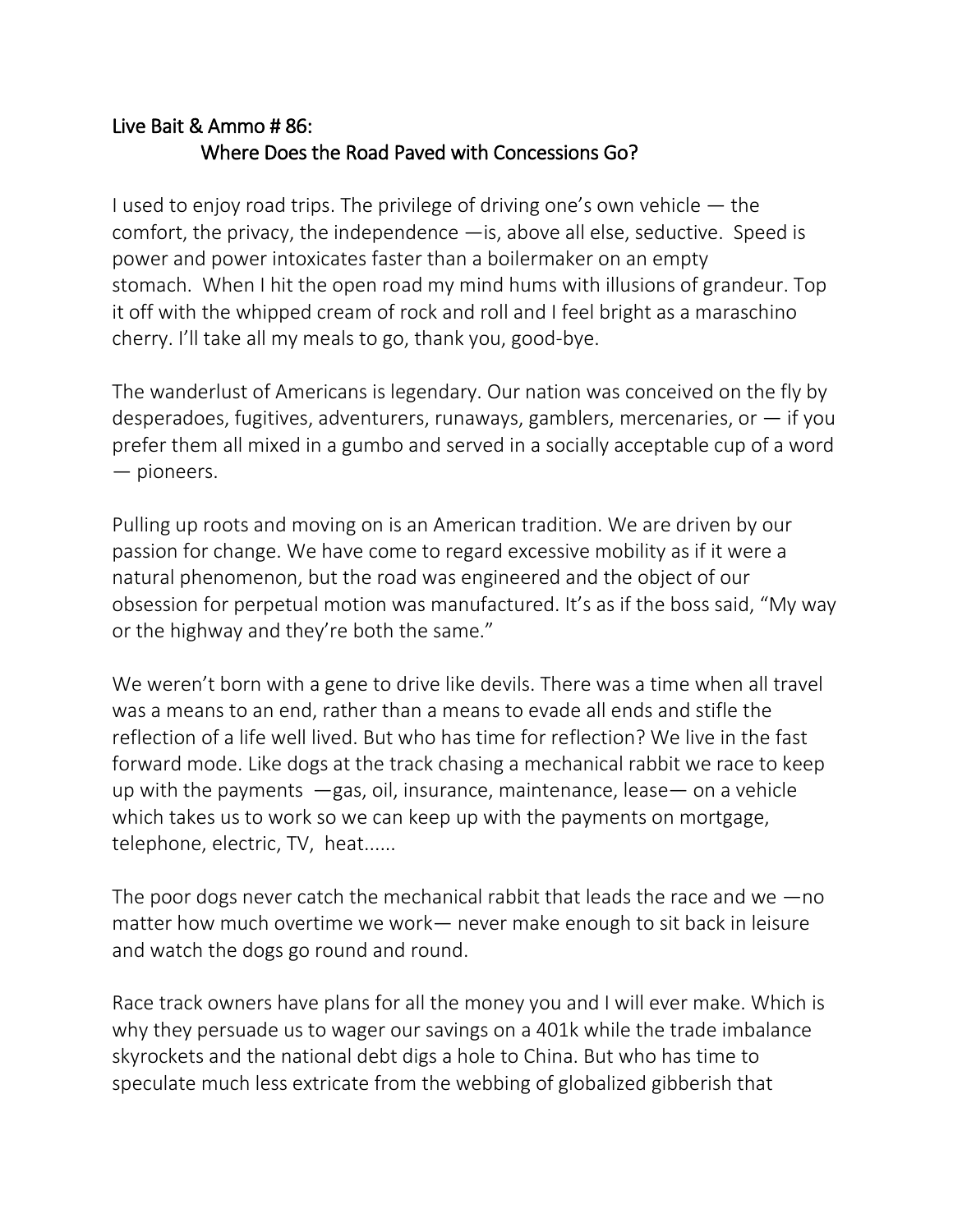# Live Bait & Ammo # 86:
## Where Does the Road Paved with Concessions Go?

I used to enjoy road trips. The privilege of driving one's own vehicle — the comfort, the privacy, the independence —is, above all else, seductive. Speed is power and power intoxicates faster than a boilermaker on an empty stomach. When I hit the open road my mind hums with illusions of grandeur. Top it off with the whipped cream of rock and roll and I feel bright as a maraschino cherry. I'll take all my meals to go, thank you, good-bye.

The wanderlust of Americans is legendary. Our nation was conceived on the fly by desperadoes, fugitives, adventurers, runaways, gamblers, mercenaries, or — if you prefer them all mixed in a gumbo and served in a socially acceptable cup of a word — pioneers.

Pulling up roots and moving on is an American tradition. We are driven by our passion for change. We have come to regard excessive mobility as if it were a natural phenomenon, but the road was engineered and the object of our obsession for perpetual motion was manufactured. It's as if the boss said, "My way or the highway and they're both the same."

We weren't born with a gene to drive like devils. There was a time when all travel was a means to an end, rather than a means to evade all ends and stifle the reflection of a life well lived. But who has time for reflection? We live in the fast forward mode. Like dogs at the track chasing a mechanical rabbit we race to keep up with the payments —gas, oil, insurance, maintenance, lease— on a vehicle which takes us to work so we can keep up with the payments on mortgage, telephone, electric, TV, heat......

The poor dogs never catch the mechanical rabbit that leads the race and we —no matter how much overtime we work— never make enough to sit back in leisure and watch the dogs go round and round.

Race track owners have plans for all the money you and I will ever make. Which is why they persuade us to wager our savings on a 401k while the trade imbalance skyrockets and the national debt digs a hole to China. But who has time to speculate much less extricate from the webbing of globalized gibberish that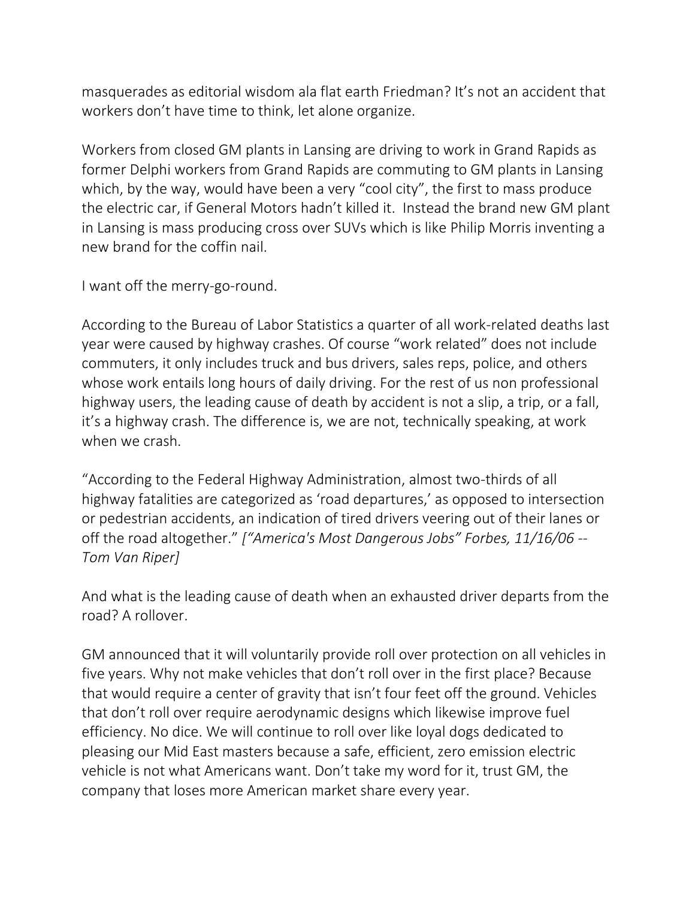masquerades as editorial wisdom ala flat earth Friedman? It's not an accident that workers don't have time to think, let alone organize.

Workers from closed GM plants in Lansing are driving to work in Grand Rapids as former Delphi workers from Grand Rapids are commuting to GM plants in Lansing which, by the way, would have been a very "cool city", the first to mass produce the electric car, if General Motors hadn't killed it. Instead the brand new GM plant in Lansing is mass producing cross over SUVs which is like Philip Morris inventing a new brand for the coffin nail.

I want off the merry-go-round.

According to the Bureau of Labor Statistics a quarter of all work-related deaths last year were caused by highway crashes. Of course "work related" does not include commuters, it only includes truck and bus drivers, sales reps, police, and others whose work entails long hours of daily driving. For the rest of us non professional highway users, the leading cause of death by accident is not a slip, a trip, or a fall, it's a highway crash. The difference is, we are not, technically speaking, at work when we crash.

"According to the Federal Highway Administration, almost two-thirds of all highway fatalities are categorized as 'road departures,' as opposed to intersection or pedestrian accidents, an indication of tired drivers veering out of their lanes or off the road altogether." *["America's Most Dangerous Jobs" Forbes, 11/16/06 -- Tom Van Riper]*

And what is the leading cause of death when an exhausted driver departs from the road? A rollover.

GM announced that it will voluntarily provide roll over protection on all vehicles in five years. Why not make vehicles that don't roll over in the first place? Because that would require a center of gravity that isn't four feet off the ground. Vehicles that don't roll over require aerodynamic designs which likewise improve fuel efficiency. No dice. We will continue to roll over like loyal dogs dedicated to pleasing our Mid East masters because a safe, efficient, zero emission electric vehicle is not what Americans want. Don't take my word for it, trust GM, the company that loses more American market share every year.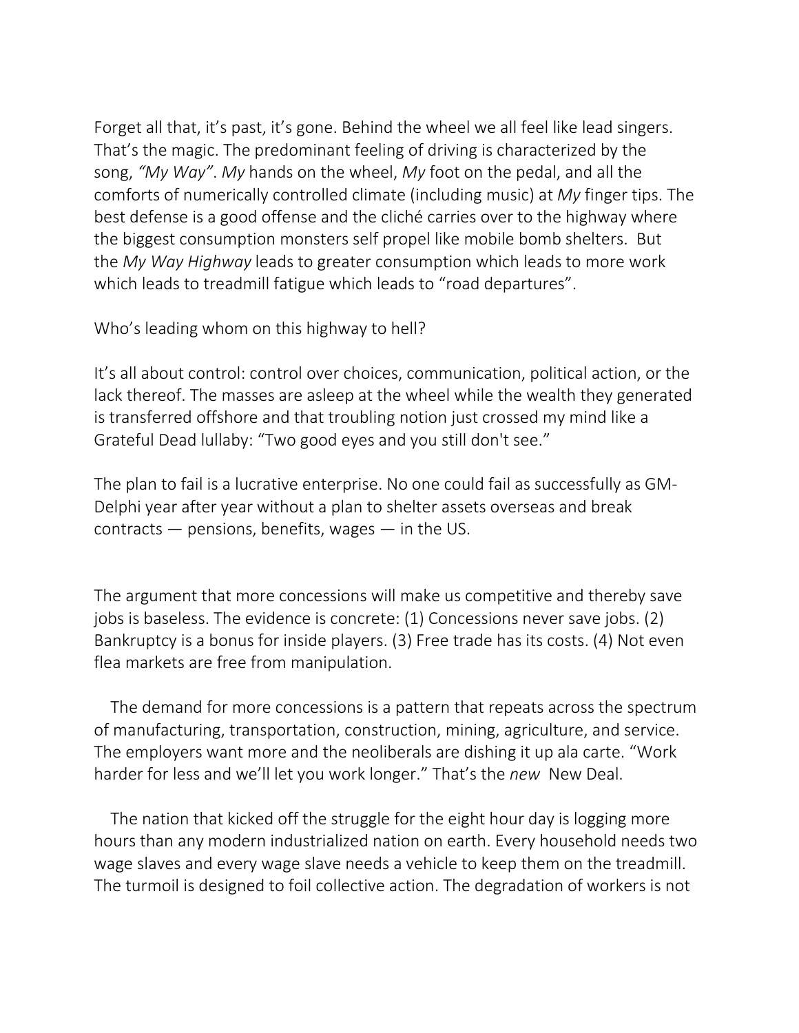Forget all that, it's past, it's gone. Behind the wheel we all feel like lead singers. That's the magic. The predominant feeling of driving is characterized by the song, *"My Way"*. *My* hands on the wheel, *My* foot on the pedal, and all the comforts of numerically controlled climate (including music) at *My* finger tips. The best defense is a good offense and the cliché carries over to the highway where the biggest consumption monsters self propel like mobile bomb shelters. But the *My Way Highway* leads to greater consumption which leads to more work which leads to treadmill fatigue which leads to "road departures".

Who's leading whom on this highway to hell?

It's all about control: control over choices, communication, political action, or the lack thereof. The masses are asleep at the wheel while the wealth they generated is transferred offshore and that troubling notion just crossed my mind like a Grateful Dead lullaby: "Two good eyes and you still don't see."

The plan to fail is a lucrative enterprise. No one could fail as successfully as GM-Delphi year after year without a plan to shelter assets overseas and break contracts — pensions, benefits, wages — in the US.

The argument that more concessions will make us competitive and thereby save jobs is baseless. The evidence is concrete: (1) Concessions never save jobs. (2) Bankruptcy is a bonus for inside players. (3) Free trade has its costs. (4) Not even flea markets are free from manipulation.

The demand for more concessions is a pattern that repeats across the spectrum of manufacturing, transportation, construction, mining, agriculture, and service. The employers want more and the neoliberals are dishing it up ala carte. "Work harder for less and we'll let you work longer." That's the *new* New Deal.

The nation that kicked off the struggle for the eight hour day is logging more hours than any modern industrialized nation on earth. Every household needs two wage slaves and every wage slave needs a vehicle to keep them on the treadmill. The turmoil is designed to foil collective action. The degradation of workers is not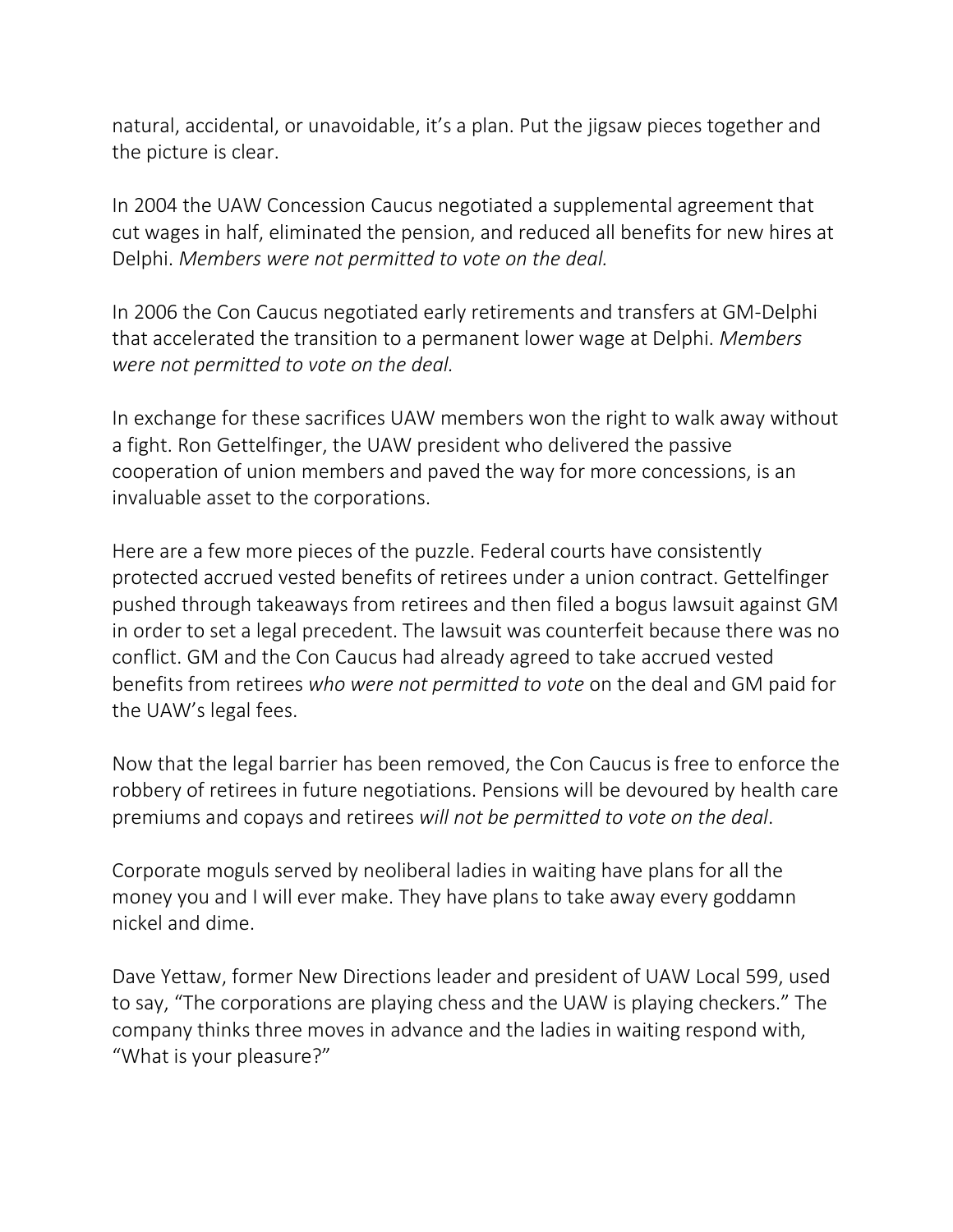natural, accidental, or unavoidable, it's a plan. Put the jigsaw pieces together and the picture is clear.

In 2004 the UAW Concession Caucus negotiated a supplemental agreement that cut wages in half, eliminated the pension, and reduced all benefits for new hires at Delphi. *Members were not permitted to vote on the deal.*

In 2006 the Con Caucus negotiated early retirements and transfers at GM-Delphi that accelerated the transition to a permanent lower wage at Delphi. *Members were not permitted to vote on the deal.*

In exchange for these sacrifices UAW members won the right to walk away without a fight. Ron Gettelfinger, the UAW president who delivered the passive cooperation of union members and paved the way for more concessions, is an invaluable asset to the corporations.

Here are a few more pieces of the puzzle. Federal courts have consistently protected accrued vested benefits of retirees under a union contract. Gettelfinger pushed through takeaways from retirees and then filed a bogus lawsuit against GM in order to set a legal precedent. The lawsuit was counterfeit because there was no conflict. GM and the Con Caucus had already agreed to take accrued vested benefits from retirees *who were not permitted to vote* on the deal and GM paid for the UAW's legal fees.

Now that the legal barrier has been removed, the Con Caucus is free to enforce the robbery of retirees in future negotiations. Pensions will be devoured by health care premiums and copays and retirees *will not be permitted to vote on the deal*.

Corporate moguls served by neoliberal ladies in waiting have plans for all the money you and I will ever make. They have plans to take away every goddamn nickel and dime.

Dave Yettaw, former New Directions leader and president of UAW Local 599, used to say, "The corporations are playing chess and the UAW is playing checkers." The company thinks three moves in advance and the ladies in waiting respond with, "What is your pleasure?"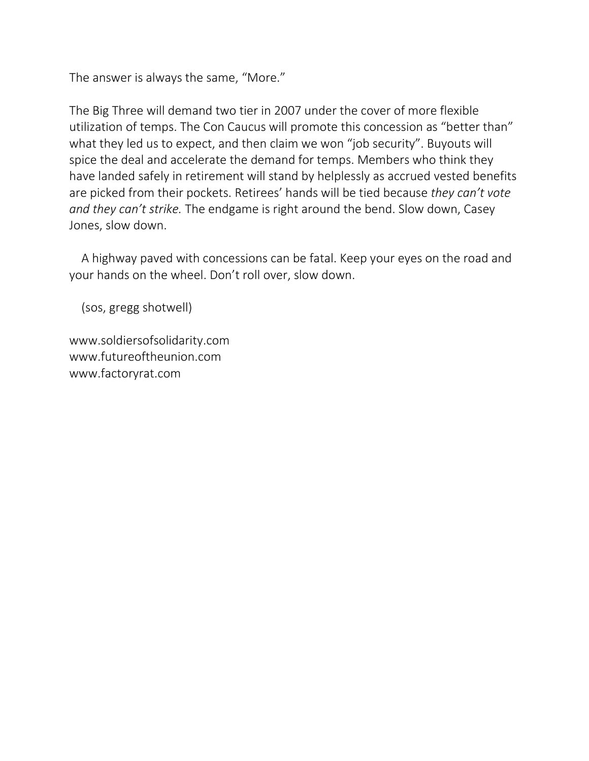The answer is always the same, "More."

The Big Three will demand two tier in 2007 under the cover of more flexible utilization of temps. The Con Caucus will promote this concession as "better than" what they led us to expect, and then claim we won "job security". Buyouts will spice the deal and accelerate the demand for temps. Members who think they have landed safely in retirement will stand by helplessly as accrued vested benefits are picked from their pockets. Retirees' hands will be tied because *they can't vote and they can't strike.* The endgame is right around the bend. Slow down, Casey Jones, slow down.

A highway paved with concessions can be fatal. Keep your eyes on the road and your hands on the wheel. Don't roll over, slow down.

(sos, gregg shotwell)

www.soldiersofsolidarity.com
www.futureoftheunion.com
www.factoryrat.com